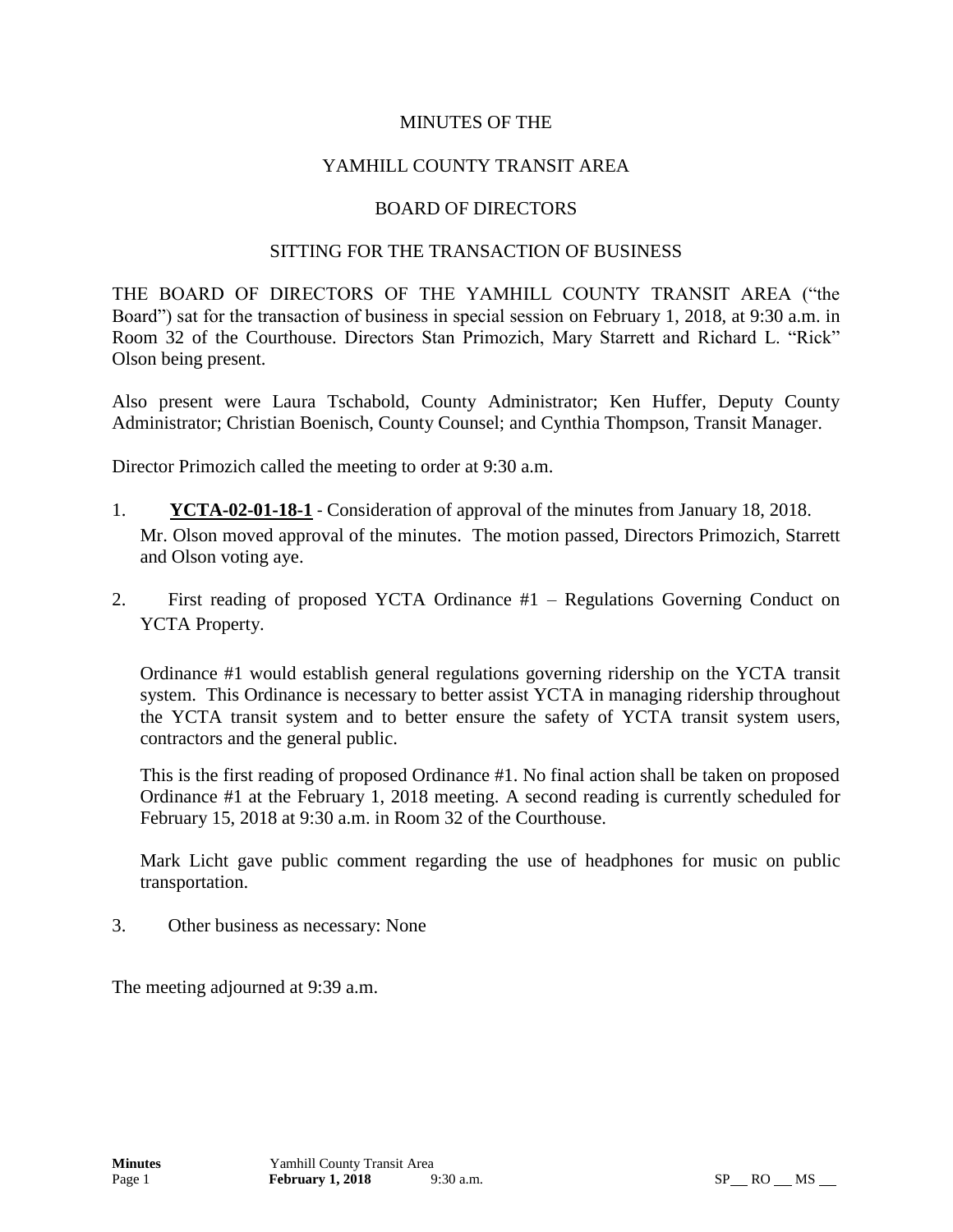MINUTES OF THE

YAMHILL COUNTY TRANSIT AREA

BOARD OF DIRECTORS

SITTING FOR THE TRANSACTION OF BUSINESS

THE BOARD OF DIRECTORS OF THE YAMHILL COUNTY TRANSIT AREA ("the Board") sat for the transaction of business in special session on February 1, 2018, at 9:30 a.m. in Room 32 of the Courthouse. Directors Stan Primozich, Mary Starrett and Richard L. "Rick" Olson being present.

Also present were Laura Tschabold, County Administrator; Ken Huffer, Deputy County Administrator; Christian Boenisch, County Counsel; and Cynthia Thompson, Transit Manager.

Director Primozich called the meeting to order at 9:30 a.m.

1. **YCTA-02-01-18-1** - Consideration of approval of the minutes from January 18, 2018. Mr. Olson moved approval of the minutes. The motion passed, Directors Primozich, Starrett and Olson voting aye.

2. First reading of proposed YCTA Ordinance #1 – Regulations Governing Conduct on YCTA Property.

   Ordinance #1 would establish general regulations governing ridership on the YCTA transit system. This Ordinance is necessary to better assist YCTA in managing ridership throughout the YCTA transit system and to better ensure the safety of YCTA transit system users, contractors and the general public.

   This is the first reading of proposed Ordinance #1. No final action shall be taken on proposed Ordinance #1 at the February 1, 2018 meeting. A second reading is currently scheduled for February 15, 2018 at 9:30 a.m. in Room 32 of the Courthouse.

   Mark Licht gave public comment regarding the use of headphones for music on public transportation.

3. Other business as necessary: None

The meeting adjourned at 9:39 a.m.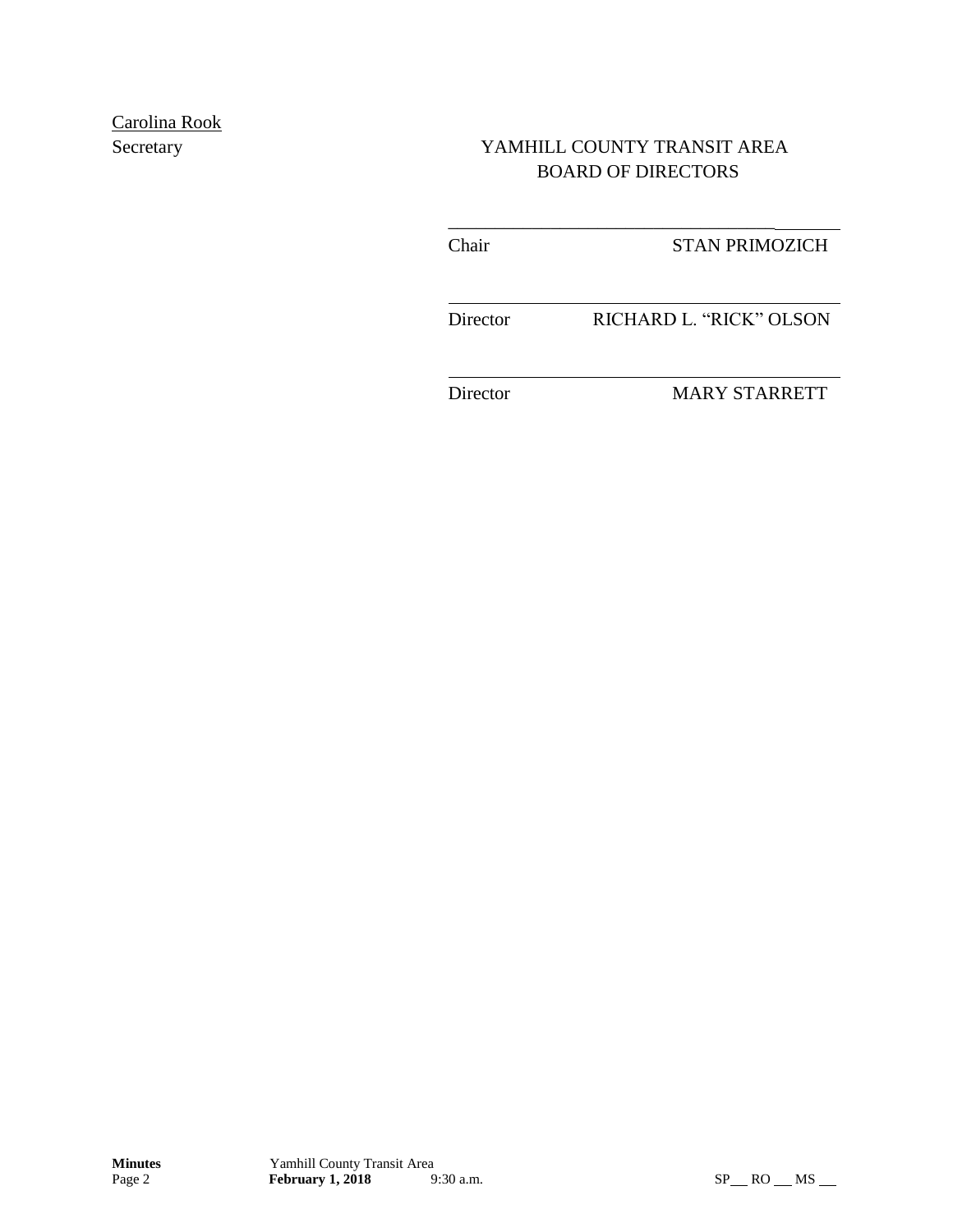Carolina Rook
Secretary

YAMHILL COUNTY TRANSIT AREA
BOARD OF DIRECTORS

\_\_\_\_\_\_\_\_\_\_\_\_\_\_\_\_\_\_\_\_\_\_\_\_\_\_\_\_\_\_\_\_\_\_\_\_\_\_\_\_\_\_\_\_

Chair STAN PRIMOZICH

\_\_\_\_\_\_\_\_\_\_\_\_\_\_\_\_\_\_\_\_\_\_\_\_\_\_\_\_\_\_\_\_\_\_\_\_\_\_\_\_\_\_\_\_

Director RICHARD L. "RICK" OLSON

\_\_\_\_\_\_\_\_\_\_\_\_\_\_\_\_\_\_\_\_\_\_\_\_\_\_\_\_\_\_\_\_\_\_\_\_\_\_\_\_\_\_\_\_

Director MARY STARRETT